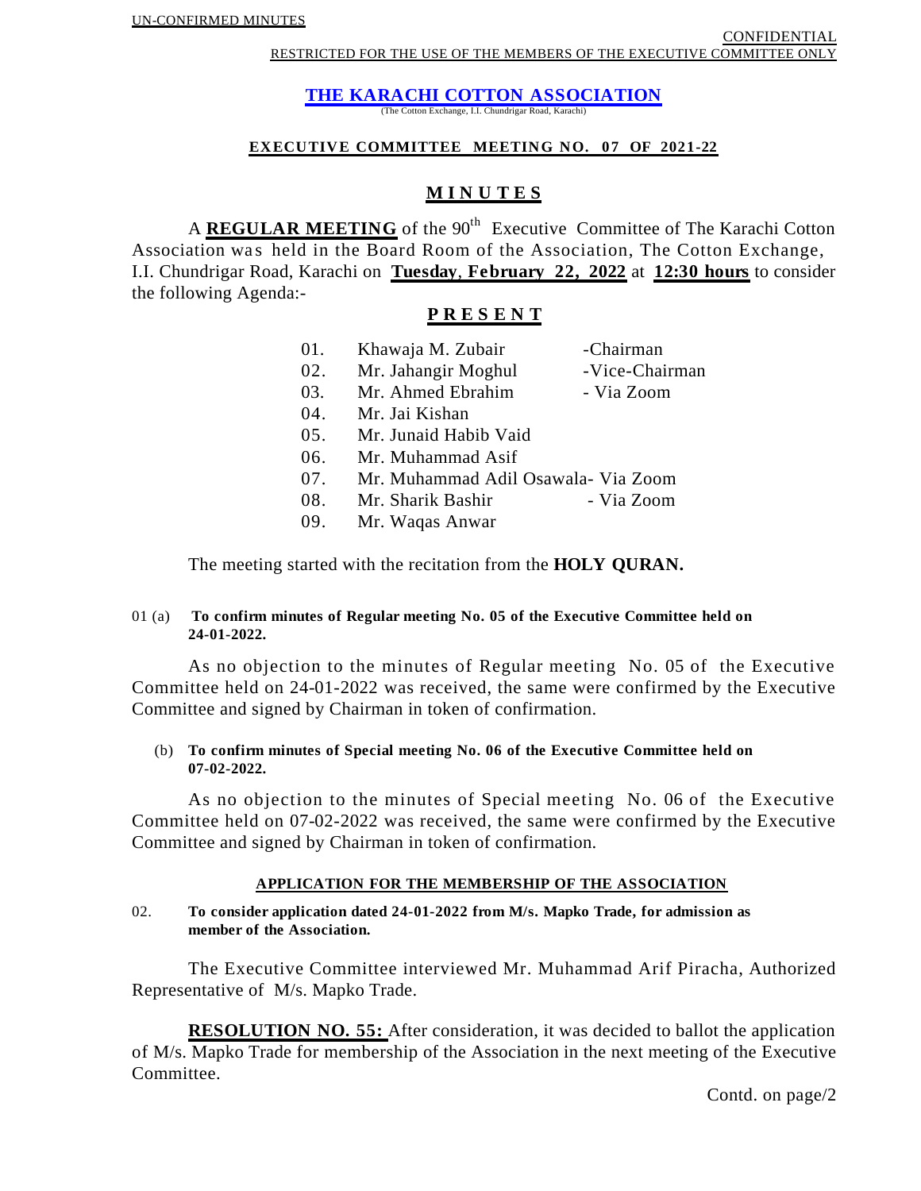UN-CONFIRMED MINUTES

CONFIDENTIAL
RESTRICTED FOR THE USE OF THE MEMBERS OF THE EXECUTIVE COMMITTEE ONLY

# THE KARACHI COTTON ASSOCIATION

(The Cotton Exchange, I.I. Chundrigar Road, Karachi)

**EXECUTIVE COMMITTEE MEETING NO. 07 OF 2021-22**

## MINUTES

A **REGULAR MEETING** of the 90th Executive Committee of The Karachi Cotton Association was held in the Board Room of the Association, The Cotton Exchange, I.I. Chundrigar Road, Karachi on **Tuesday, February 22, 2022** at **12:30 hours** to consider the following Agenda:-

## PRESENT

01. Khawaja M. Zubair -Chairman
02. Mr. Jahangir Moghul -Vice-Chairman
03. Mr. Ahmed Ebrahim - Via Zoom
04. Mr. Jai Kishan
05. Mr. Junaid Habib Vaid
06. Mr. Muhammad Asif
07. Mr. Muhammad Adil Osawala- Via Zoom
08. Mr. Sharik Bashir - Via Zoom
09. Mr. Waqas Anwar

The meeting started with the recitation from the **HOLY QURAN.**

01 (a) **To confirm minutes of Regular meeting No. 05 of the Executive Committee held on 24-01-2022.**

As no objection to the minutes of Regular meeting No. 05 of the Executive Committee held on 24-01-2022 was received, the same were confirmed by the Executive Committee and signed by Chairman in token of confirmation.

(b) **To confirm minutes of Special meeting No. 06 of the Executive Committee held on 07-02-2022.**

As no objection to the minutes of Special meeting No. 06 of the Executive Committee held on 07-02-2022 was received, the same were confirmed by the Executive Committee and signed by Chairman in token of confirmation.

**APPLICATION FOR THE MEMBERSHIP OF THE ASSOCIATION**

02. **To consider application dated 24-01-2022 from M/s. Mapko Trade, for admission as member of the Association.**

The Executive Committee interviewed Mr. Muhammad Arif Piracha, Authorized Representative of M/s. Mapko Trade.

**RESOLUTION NO. 55:** After consideration, it was decided to ballot the application of M/s. Mapko Trade for membership of the Association in the next meeting of the Executive Committee.

Contd. on page/2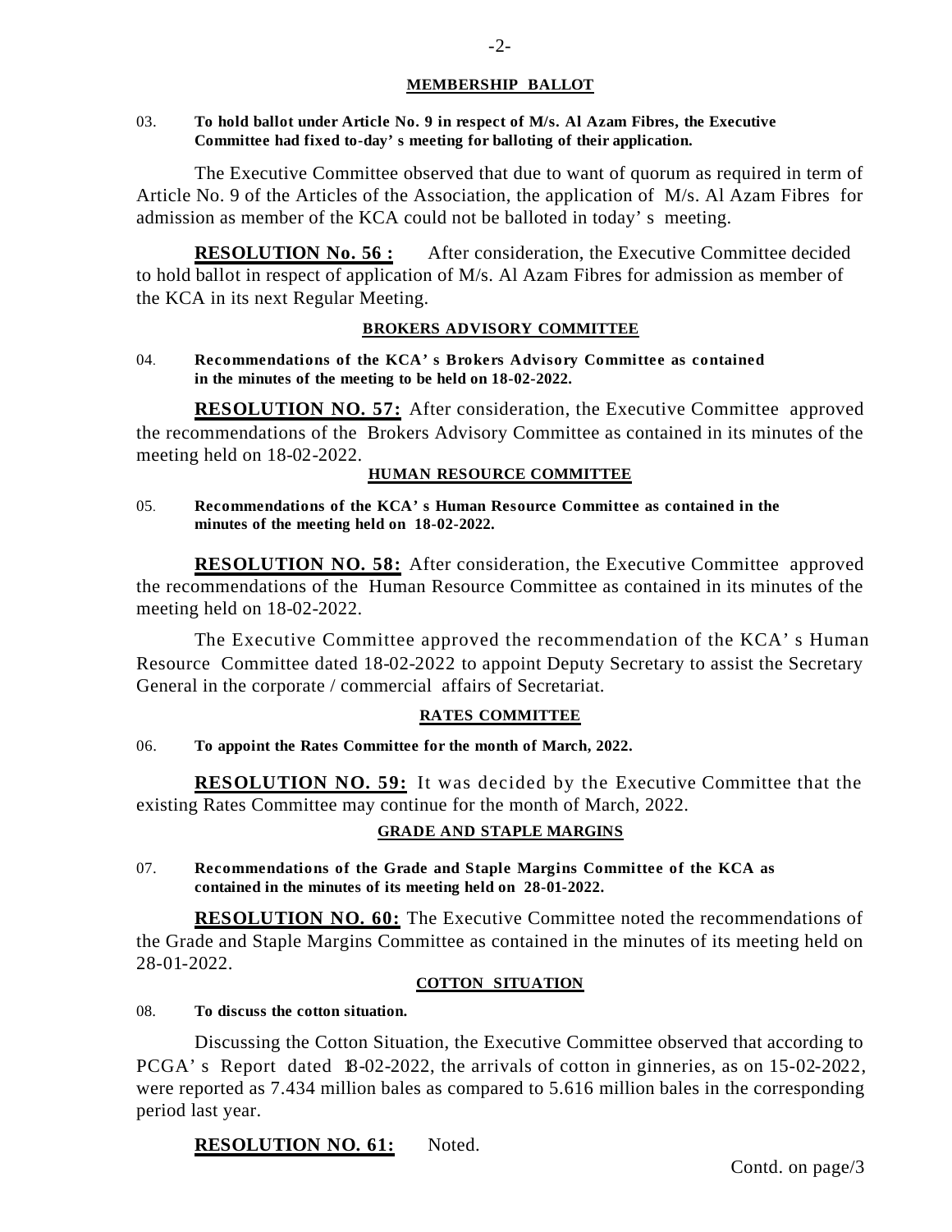## MEMBERSHIP BALLOT

03. **To hold ballot under Article No. 9 in respect of M/s. Al Azam Fibres, the Executive Committee had fixed to-day' s meeting for balloting of their application.**

The Executive Committee observed that due to want of quorum as required in term of Article No. 9 of the Articles of the Association, the application of M/s. Al Azam Fibres for admission as member of the KCA could not be balloted in today' s meeting.

**RESOLUTION No. 56 :** After consideration, the Executive Committee decided to hold ballot in respect of application of M/s. Al Azam Fibres for admission as member of the KCA in its next Regular Meeting.

## BROKERS ADVISORY COMMITTEE

04. **Recommendations of the KCA' s Brokers Advisory Committee as contained in the minutes of the meeting to be held on 18-02-2022.**

**RESOLUTION NO. 57:** After consideration, the Executive Committee approved the recommendations of the Brokers Advisory Committee as contained in its minutes of the meeting held on 18-02-2022.

## HUMAN RESOURCE COMMITTEE

05. **Recommendations of the KCA' s Human Resource Committee as contained in the minutes of the meeting held on 18-02-2022.**

**RESOLUTION NO. 58:** After consideration, the Executive Committee approved the recommendations of the Human Resource Committee as contained in its minutes of the meeting held on 18-02-2022.

The Executive Committee approved the recommendation of the KCA' s Human Resource Committee dated 18-02-2022 to appoint Deputy Secretary to assist the Secretary General in the corporate / commercial affairs of Secretariat.

## RATES COMMITTEE

06. **To appoint the Rates Committee for the month of March, 2022.**

**RESOLUTION NO. 59:** It was decided by the Executive Committee that the existing Rates Committee may continue for the month of March, 2022.

## GRADE AND STAPLE MARGINS

07. **Recommendations of the Grade and Staple Margins Committee of the KCA as contained in the minutes of its meeting held on 28-01-2022.**

**RESOLUTION NO. 60:** The Executive Committee noted the recommendations of the Grade and Staple Margins Committee as contained in the minutes of its meeting held on 28-01-2022.

## COTTON SITUATION

08. **To discuss the cotton situation.**

Discussing the Cotton Situation, the Executive Committee observed that according to PCGA' s Report dated 18-02-2022, the arrivals of cotton in ginneries, as on 15-02-2022, were reported as 7.434 million bales as compared to 5.616 million bales in the corresponding period last year.

**RESOLUTION NO. 61:** Noted.

Contd. on page/3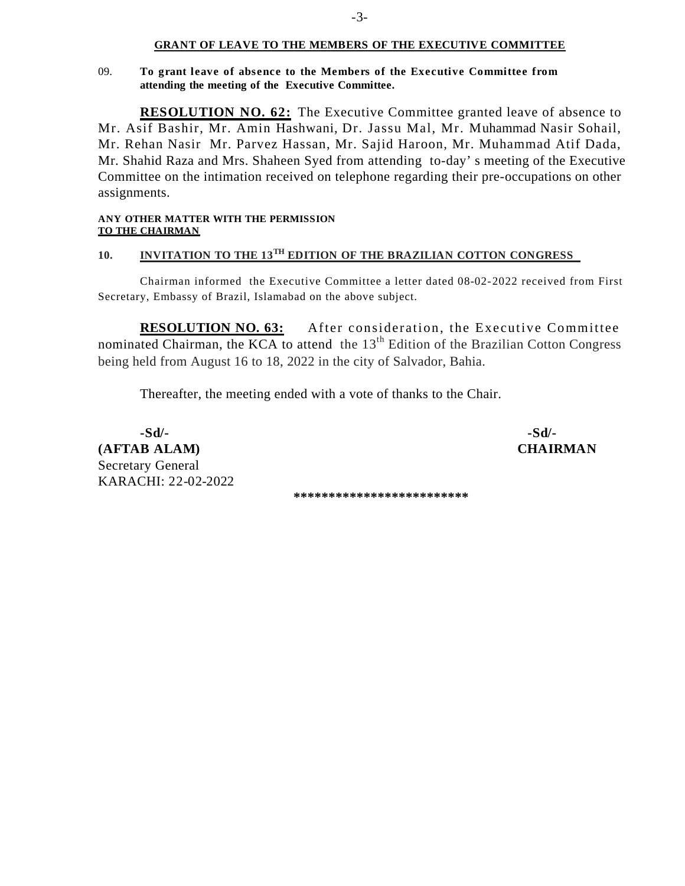**GRANT OF LEAVE TO THE MEMBERS OF THE EXECUTIVE COMMITTEE**

09. **To grant leave of absence to the Members of the Executive Committee from attending the meeting of the Executive Committee.**

**RESOLUTION NO. 62:** The Executive Committee granted leave of absence to Mr. Asif Bashir, Mr. Amin Hashwani, Dr. Jassu Mal, Mr. Muhammad Nasir Sohail, Mr. Rehan Nasir Mr. Parvez Hassan, Mr. Sajid Haroon, Mr. Muhammad Atif Dada, Mr. Shahid Raza and Mrs. Shaheen Syed from attending to-day' s meeting of the Executive Committee on the intimation received on telephone regarding their pre-occupations on other assignments.

**ANY OTHER MATTER WITH THE PERMISSION TO THE CHAIRMAN**

**10. INVITATION TO THE 13TH EDITION OF THE BRAZILIAN COTTON CONGRESS**

Chairman informed the Executive Committee a letter dated 08-02-2022 received from First Secretary, Embassy of Brazil, Islamabad on the above subject.

**RESOLUTION NO. 63:** After consideration, the Executive Committee nominated Chairman, the KCA to attend the 13th Edition of the Brazilian Cotton Congress being held from August 16 to 18, 2022 in the city of Salvador, Bahia.

Thereafter, the meeting ended with a vote of thanks to the Chair.

**-Sd/-**
**(AFTAB ALAM)**
Secretary General
KARACHI: 22-02-2022

**-Sd/-**
**CHAIRMAN**

************************